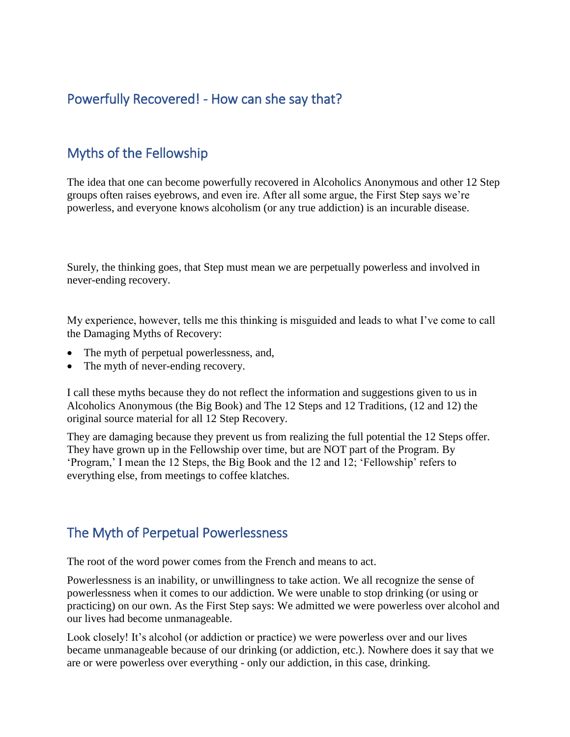## Powerfully Recovered! - How can she say that?

## Myths of the Fellowship

The idea that one can become powerfully recovered in Alcoholics Anonymous and other 12 Step groups often raises eyebrows, and even ire. After all some argue, the First Step says we're powerless, and everyone knows alcoholism (or any true addiction) is an incurable disease.

Surely, the thinking goes, that Step must mean we are perpetually powerless and involved in never-ending recovery.

My experience, however, tells me this thinking is misguided and leads to what I've come to call the Damaging Myths of Recovery:

- The myth of perpetual powerlessness, and,
- The myth of never-ending recovery.

I call these myths because they do not reflect the information and suggestions given to us in Alcoholics Anonymous (the Big Book) and The 12 Steps and 12 Traditions, (12 and 12) the original source material for all 12 Step Recovery.

They are damaging because they prevent us from realizing the full potential the 12 Steps offer. They have grown up in the Fellowship over time, but are NOT part of the Program. By 'Program,' I mean the 12 Steps, the Big Book and the 12 and 12; 'Fellowship' refers to everything else, from meetings to coffee klatches.

## The Myth of Perpetual Powerlessness

The root of the word power comes from the French and means to act.

Powerlessness is an inability, or unwillingness to take action. We all recognize the sense of powerlessness when it comes to our addiction. We were unable to stop drinking (or using or practicing) on our own. As the First Step says: We admitted we were powerless over alcohol and our lives had become unmanageable.

Look closely! It's alcohol (or addiction or practice) we were powerless over and our lives became unmanageable because of our drinking (or addiction, etc.). Nowhere does it say that we are or were powerless over everything - only our addiction, in this case, drinking.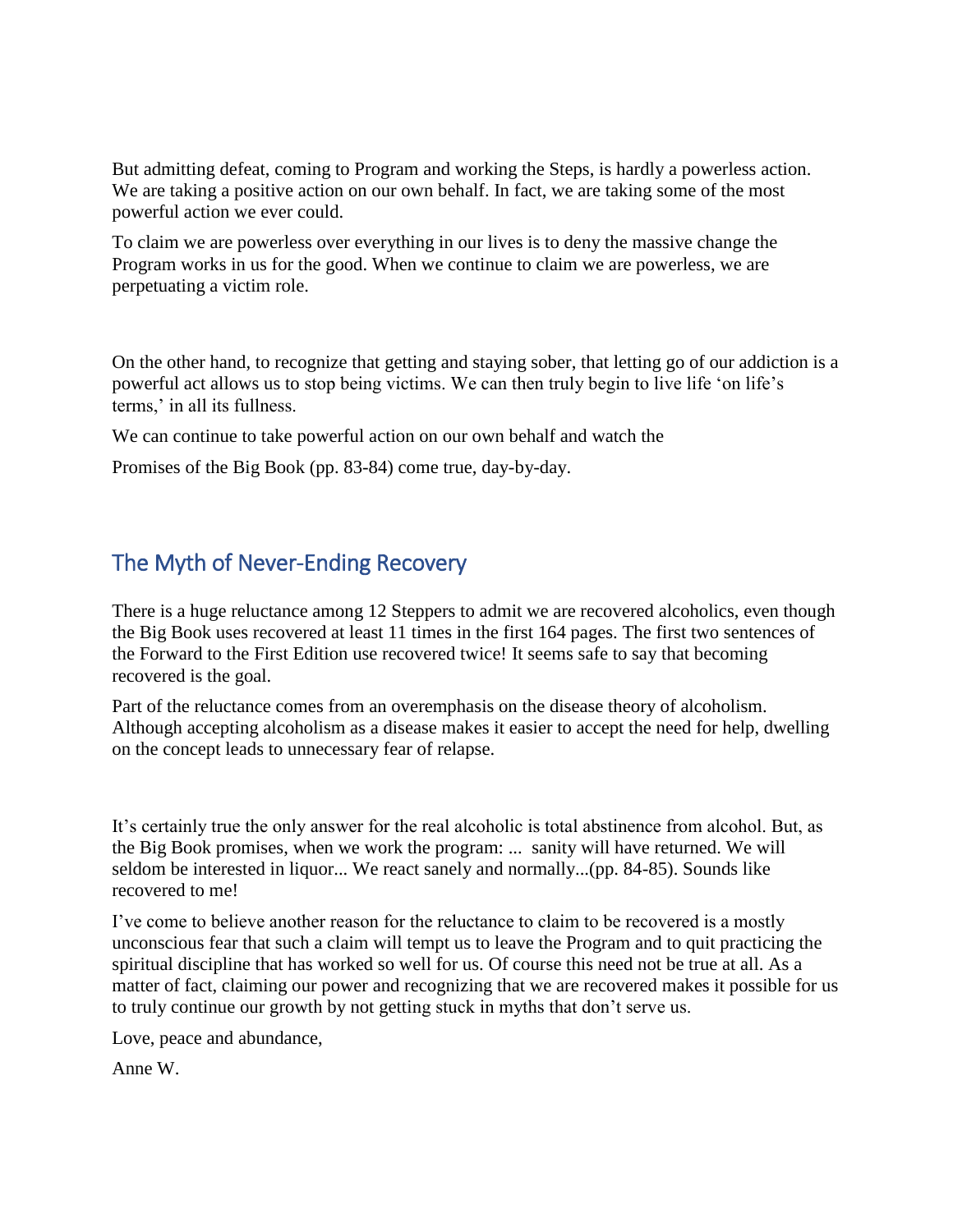But admitting defeat, coming to Program and working the Steps, is hardly a powerless action. We are taking a positive action on our own behalf. In fact, we are taking some of the most powerful action we ever could.

To claim we are powerless over everything in our lives is to deny the massive change the Program works in us for the good. When we continue to claim we are powerless, we are perpetuating a victim role.

On the other hand, to recognize that getting and staying sober, that letting go of our addiction is a powerful act allows us to stop being victims. We can then truly begin to live life 'on life's terms,' in all its fullness.

We can continue to take powerful action on our own behalf and watch the

Promises of the Big Book (pp. 83-84) come true, day-by-day.

## The Myth of Never-Ending Recovery

There is a huge reluctance among 12 Steppers to admit we are recovered alcoholics, even though the Big Book uses recovered at least 11 times in the first 164 pages. The first two sentences of the Forward to the First Edition use recovered twice! It seems safe to say that becoming recovered is the goal.

Part of the reluctance comes from an overemphasis on the disease theory of alcoholism. Although accepting alcoholism as a disease makes it easier to accept the need for help, dwelling on the concept leads to unnecessary fear of relapse.

It's certainly true the only answer for the real alcoholic is total abstinence from alcohol. But, as the Big Book promises, when we work the program: ... sanity will have returned. We will seldom be interested in liquor... We react sanely and normally...(pp. 84-85). Sounds like recovered to me!

I've come to believe another reason for the reluctance to claim to be recovered is a mostly unconscious fear that such a claim will tempt us to leave the Program and to quit practicing the spiritual discipline that has worked so well for us. Of course this need not be true at all. As a matter of fact, claiming our power and recognizing that we are recovered makes it possible for us to truly continue our growth by not getting stuck in myths that don't serve us.

Love, peace and abundance,

Anne W.